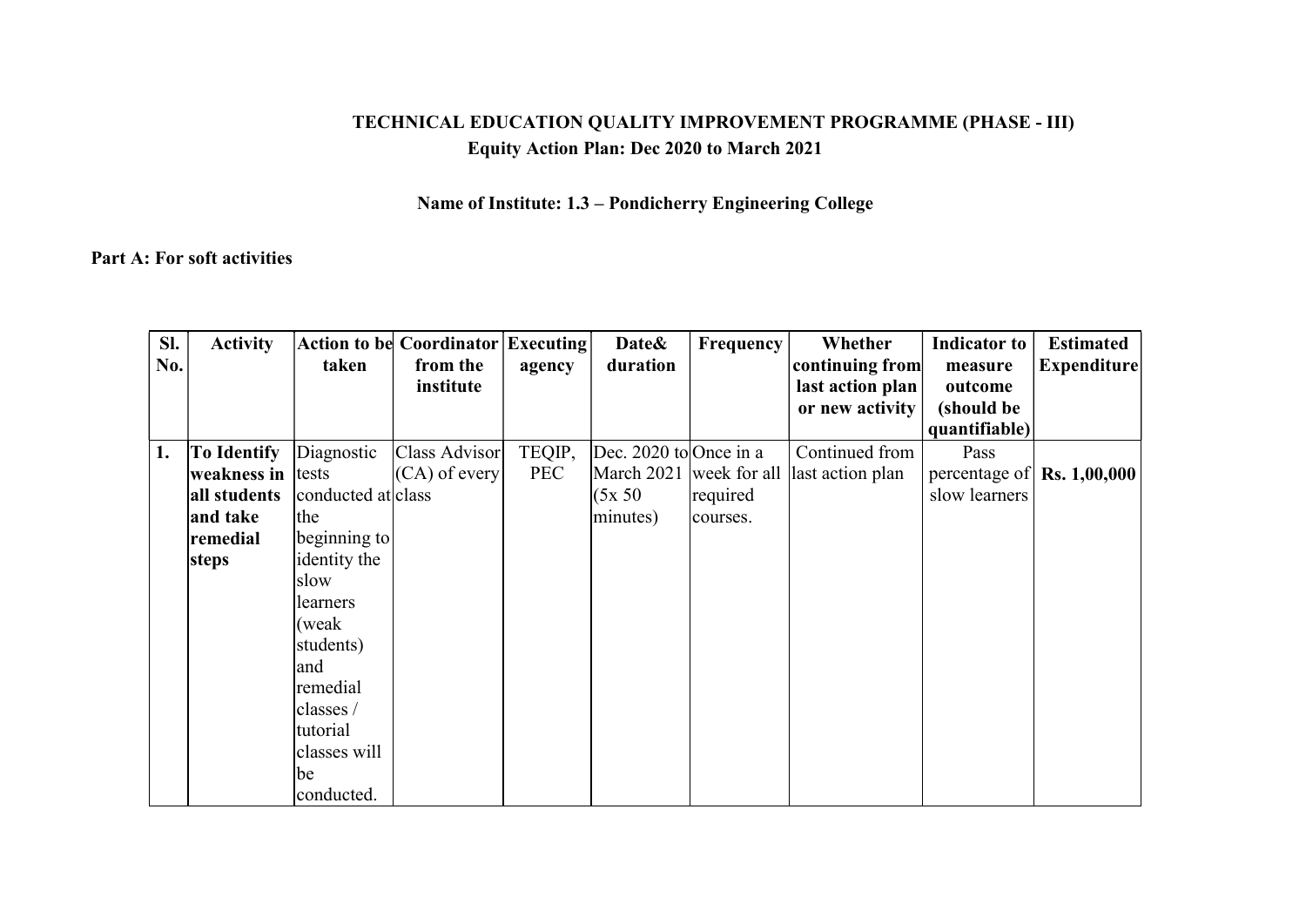# TECHNICAL EDUCATION QUALITY IMPROVEMENT PROGRAMME (PHASE - III)

## Equity Action Plan: Dec 2020 to March 2021

### Name of Institute: 1.3 – Pondicherry Engineering College

**Part A: For soft activities**

| Sl. No. | Activity | Action to be taken | Coordinator from the institute | Executing agency | Date& duration | Frequency | Whether continuing from last action plan or new activity | Indicator to measure outcome (should be quantifiable) | Estimated Expenditure |
|---|---|---|---|---|---|---|---|---|---|
| **1.** | **To Identify weakness in all students and take remedial steps** | Diagnostic tests conducted at the beginning to identity the slow learners (weak students) and remedial classes / tutorial classes will be conducted. | Class Advisor (CA) of every class | TEQIP, PEC | Dec. 2020 to March 2021 (5x 50 minutes) | Once in a week for all required courses. | Continued from last action plan | Pass percentage of slow learners | **Rs. 1,00,000** |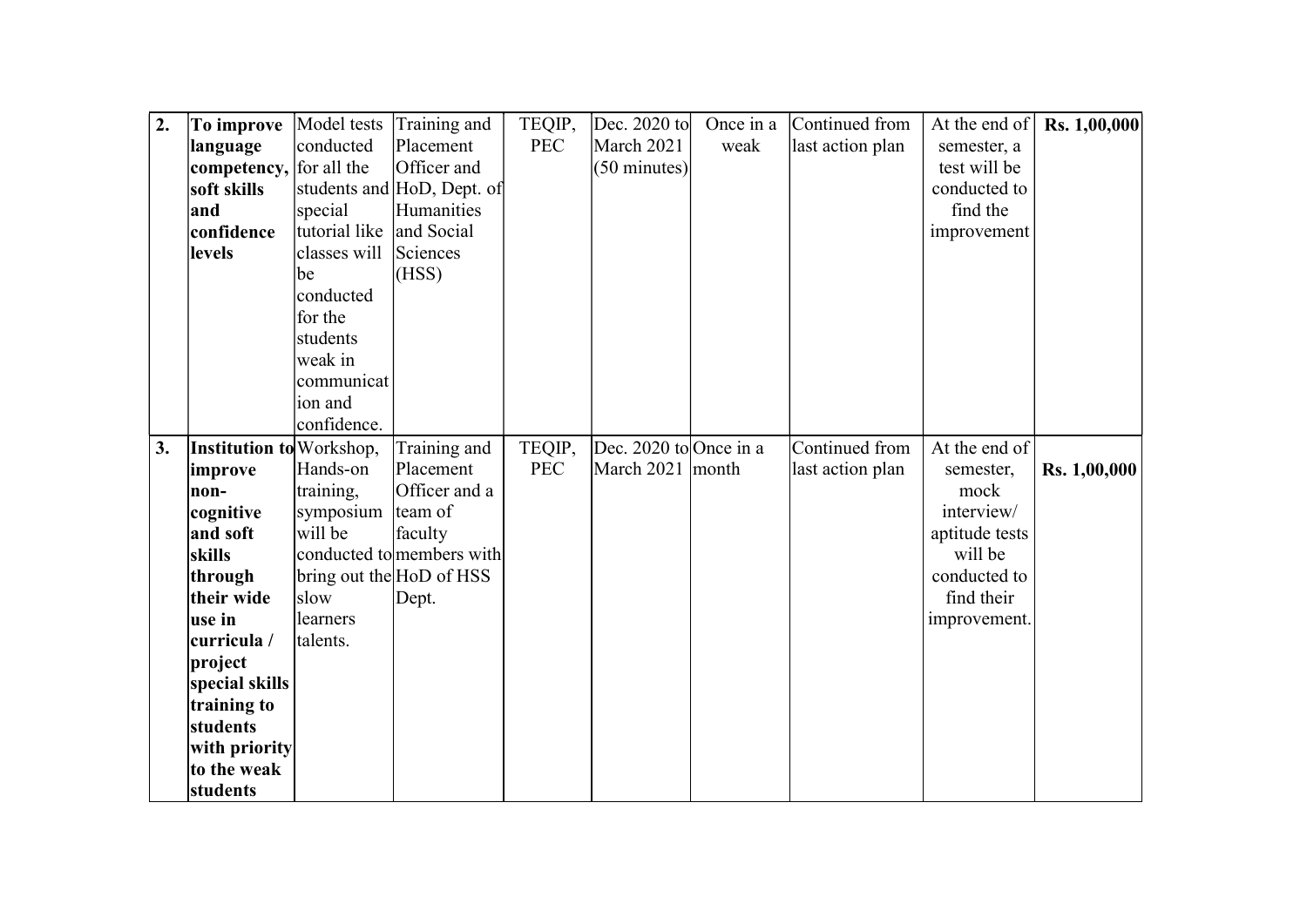| 2. | **To improve language competency, soft skills and confidence levels** | Model tests conducted for all the students and special tutorial like classes will be conducted for the students weak in communication and confidence. | Training and Placement Officer and HoD, Dept. of Humanities and Social Sciences (HSS) | TEQIP, PEC | Dec. 2020 to March 2021 (50 minutes) | Once in a weak | Continued from last action plan | At the end of semester, a test will be conducted to find the improvement | **Rs. 1,00,000** |
|---|---|---|---|---|---|---|---|---|---|
| 3. | **Institution to improve non-cognitive and soft skills through their wide use in curricula / project special skills training to students with priority to the weak students** | Workshop, Hands-on training, symposium will be conducted to bring out the slow learners talents. | Training and Placement Officer and a team of faculty members with HoD of HSS Dept. | TEQIP, PEC | Dec. 2020 to March 2021 | Once in a month | Continued from last action plan | At the end of semester, mock interview/ aptitude tests will be conducted to find their improvement. | **Rs. 1,00,000** |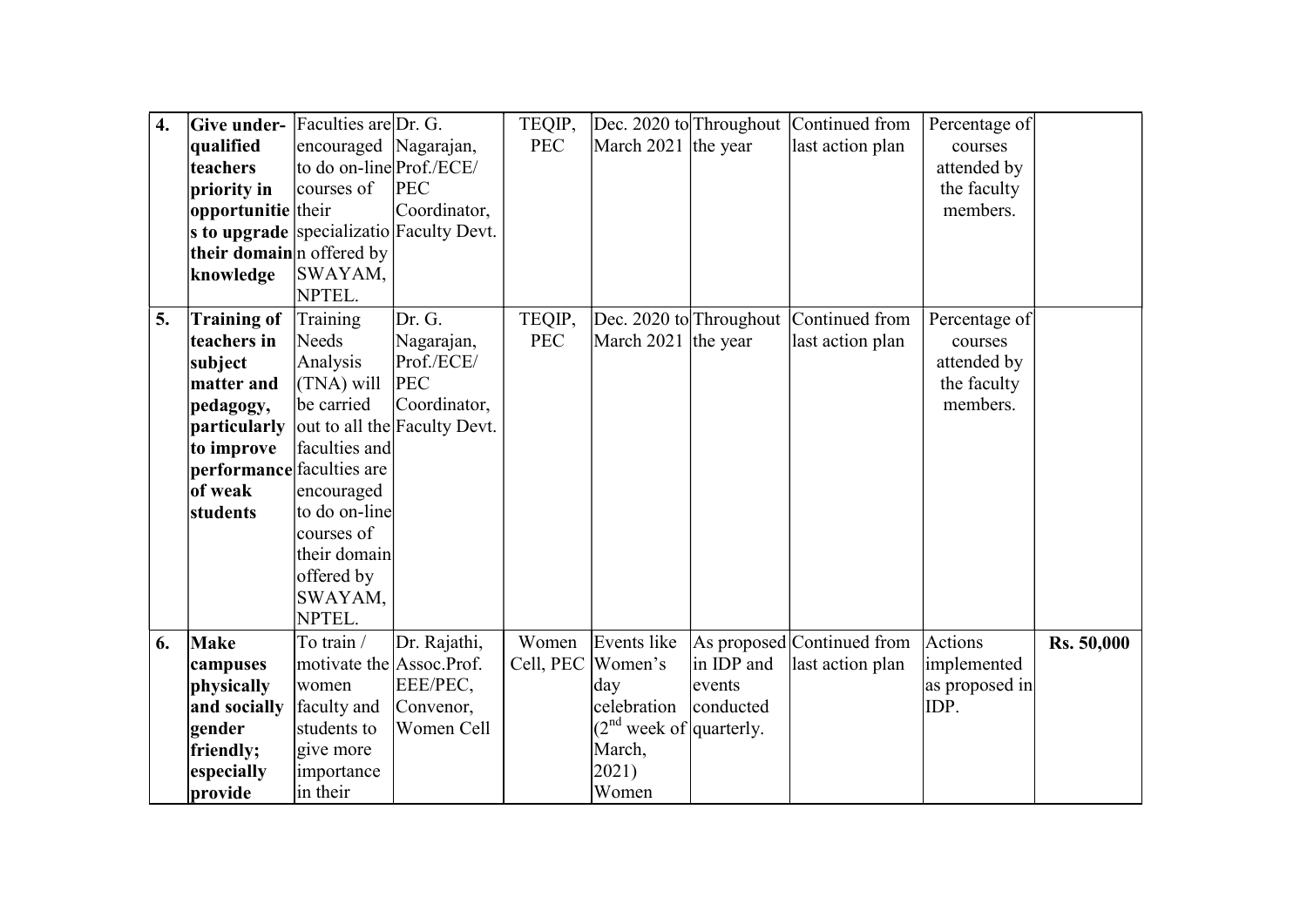| 4. | **Give under-qualified teachers priority in opportunities to upgrade their domain knowledge** | Faculties are encouraged to do on-line courses of their specialization offered by SWAYAM, NPTEL. | Dr. G. Nagarajan, Prof./ECE/ PEC Coordinator, Faculty Devt. | TEQIP, PEC | Dec. 2020 to March 2021 | Throughout the year | Continued from last action plan | Percentage of courses attended by the faculty members. | |
|---|---|---|---|---|---|---|---|---|---|
| 5. | **Training of teachers in subject matter and pedagogy, particularly to improve performance of weak students** | Training Needs Analysis (TNA) will be carried out to all the faculties and faculties are encouraged to do on-line courses of their domain offered by SWAYAM, NPTEL. | Dr. G. Nagarajan, Prof./ECE/ PEC Coordinator, Faculty Devt. | TEQIP, PEC | Dec. 2020 to March 2021 | Throughout the year | Continued from last action plan | Percentage of courses attended by the faculty members. | |
| 6. | **Make campuses physically and socially gender friendly; especially provide** | To train / motivate the women faculty and students to give more importance in their | Dr. Rajathi, Assoc.Prof. EEE/PEC, Convenor, Women Cell | Women Cell, PEC | Events like Women's day celebration ($2^{nd}$ week of March, 2021) Women | As proposed in IDP and events conducted quarterly. | Continued from last action plan | Actions implemented as proposed in IDP. | **Rs. 50,000** |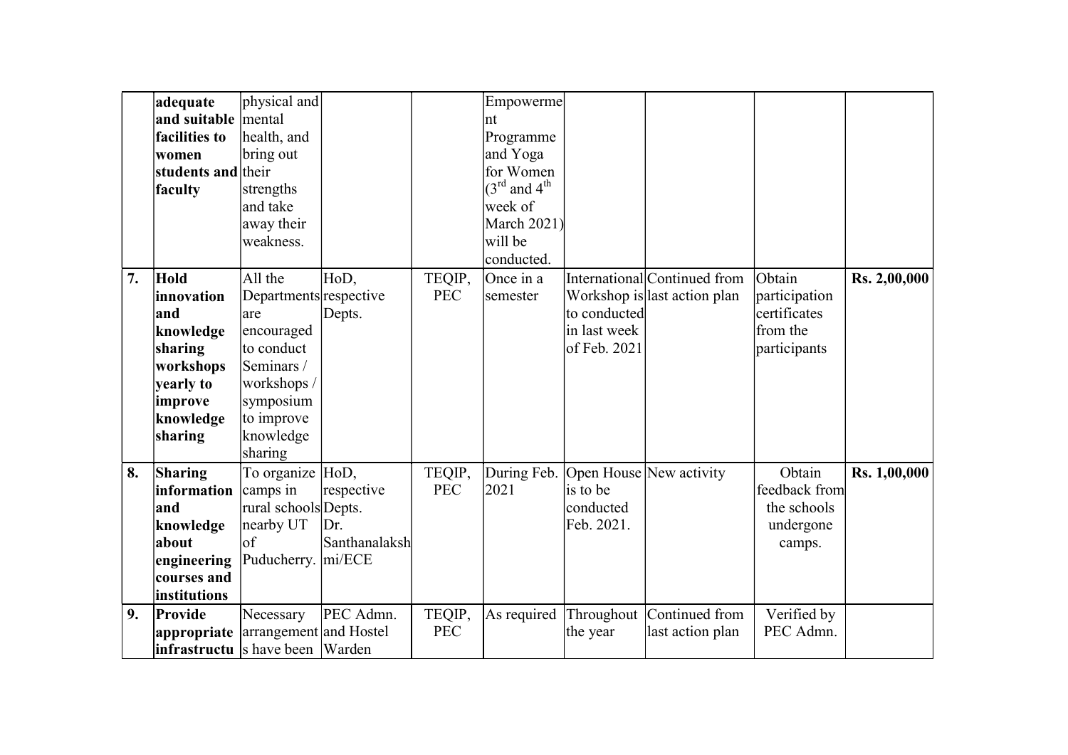|  |  |  |  |  |  |  |  |  |  |
|---|---|---|---|---|---|---|---|---|---|
|  | **adequate and suitable facilities to women students and faculty** | physical and mental health, and bring out their strengths and take away their weakness. |  |  | Empowerment Programme and Yoga for Women ($3^{rd}$ and $4^{th}$ week of March 2021) will be conducted. |  |  |  |  |
| **7.** | **Hold innovation and knowledge sharing workshops yearly to improve knowledge sharing** | All the Departments are encouraged to conduct Seminars / workshops / symposium to improve knowledge sharing | HoD, respective Depts. | TEQIP, PEC | Once in a semester | International Workshop is to conducted in last week of Feb. 2021 | Continued from last action plan | Obtain participation certificates from the participants | **Rs. 2,00,000** |
| **8.** | **Sharing information and knowledge about engineering courses and institutions** | To organize camps in rural schools nearby UT of Puducherry. | HoD, respective Depts. Dr. Santhanalakshmi/ECE | TEQIP, PEC | During Feb. 2021 | Open House is to be conducted Feb. 2021. | New activity | Obtain feedback from the schools undergone camps. | **Rs. 1,00,000** |
| **9.** | **Provide appropriate infrastructu** | Necessary arrangements have been | PEC Admn. and Hostel Warden | TEQIP, PEC | As required | Throughout the year | Continued from last action plan | Verified by PEC Admn. |  |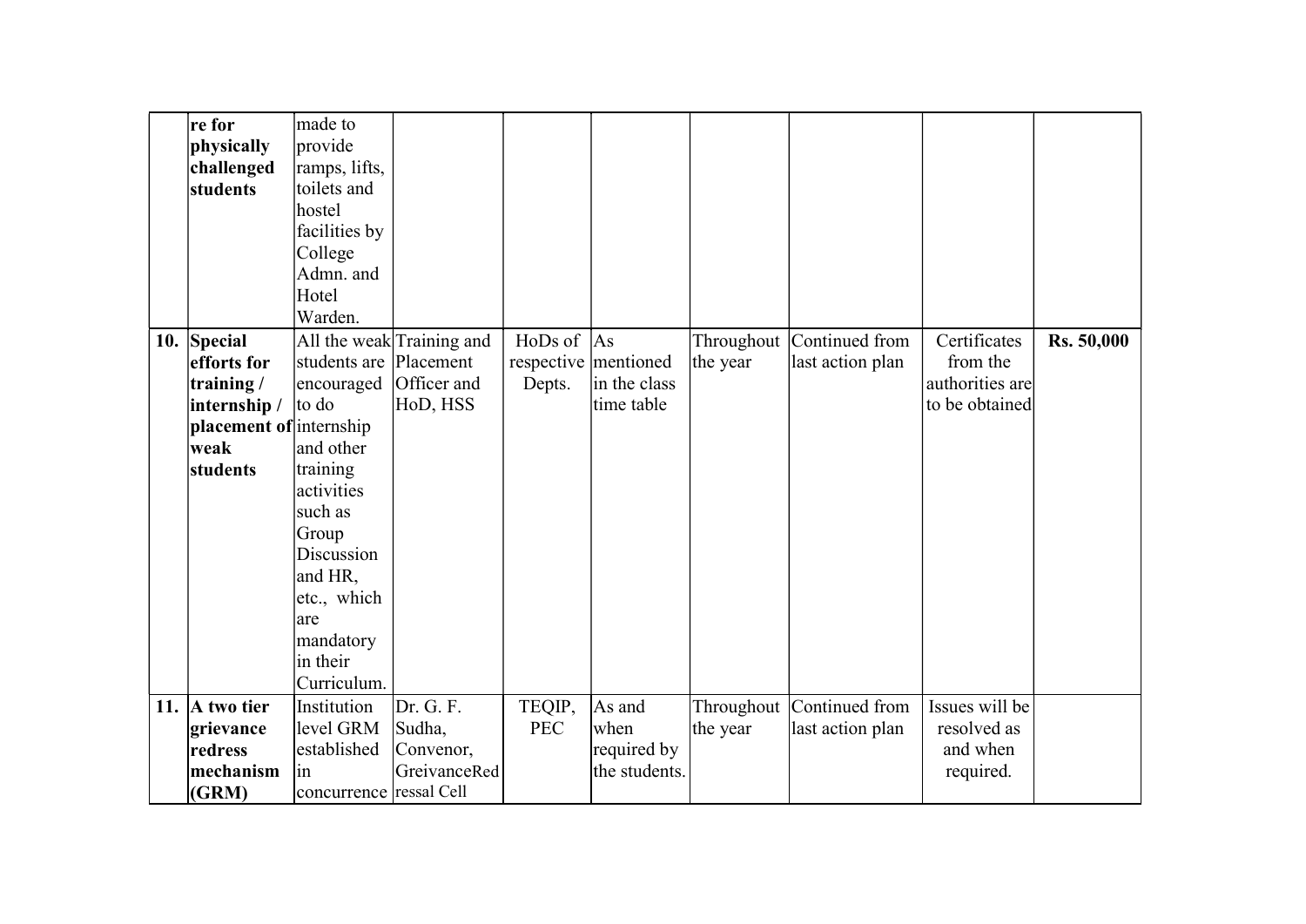|  |  |  |  |  |  |  |  |  |  |
|---|---|---|---|---|---|---|---|---|---|
|  | **re for physically challenged students** | made to provide ramps, lifts, toilets and hostel facilities by College Admn. and Hotel Warden. |  |  |  |  |  |  |  |
| **10.** | **Special efforts for training / internship / placement of weak students** | All the weak students are encouraged to do internship and other training activities such as Group Discussion and HR, etc., which are mandatory in their Curriculum. | Training and Placement Officer and HoD, HSS | HoDs of respective Depts. | As mentioned in the class time table | Throughout the year | Continued from last action plan | Certificates from the authorities are to be obtained | **Rs. 50,000** |
| **11.** | **A two tier grievance redress mechanism (GRM)** | Institution level GRM established in concurrence | Dr. G. F. Sudha, Convenor, GreivanceRedressal Cell | TEQIP, PEC | As and when required by the students. | Throughout the year | Continued from last action plan | Issues will be resolved as and when required. |  |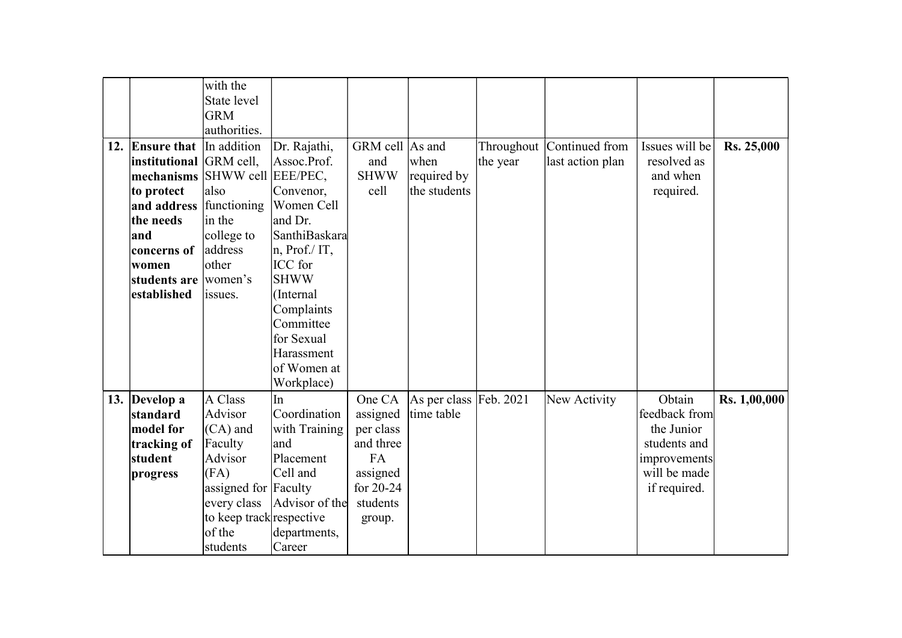| | | | | | | | | | |
|---|---|---|---|---|---|---|---|---|---|
| | | with the State level GRM authorities. | | | | | | | |
| 12. | **Ensure that institutional mechanisms to protect and address the needs and concerns of women students are established** | In addition GRM cell, SHWW cell also functioning in the college to address other women's issues. | Dr. Rajathi, Assoc.Prof. EEE/PEC, Convenor, Women Cell and Dr. SanthiBaskaran, Prof./ IT, ICC for SHWW (Internal Complaints Committee for Sexual Harassment of Women at Workplace) | GRM cell and SHWW cell | As and when required by the students | Throughout the year | Continued from last action plan | Issues will be resolved as and when required. | **Rs. 25,000** |
| 13. | **Develop a standard model for tracking of student progress** | A Class Advisor (CA) and Faculty Advisor (FA) assigned for every class to keep track of the students | In Coordination with Training and Placement Cell and Faculty Advisor of the respective departments, Career | One CA assigned per class and three FA assigned for 20-24 students group. | As per class time table | Feb. 2021 | New Activity | Obtain feedback from the Junior students and improvements will be made if required. | **Rs. 1,00,000** |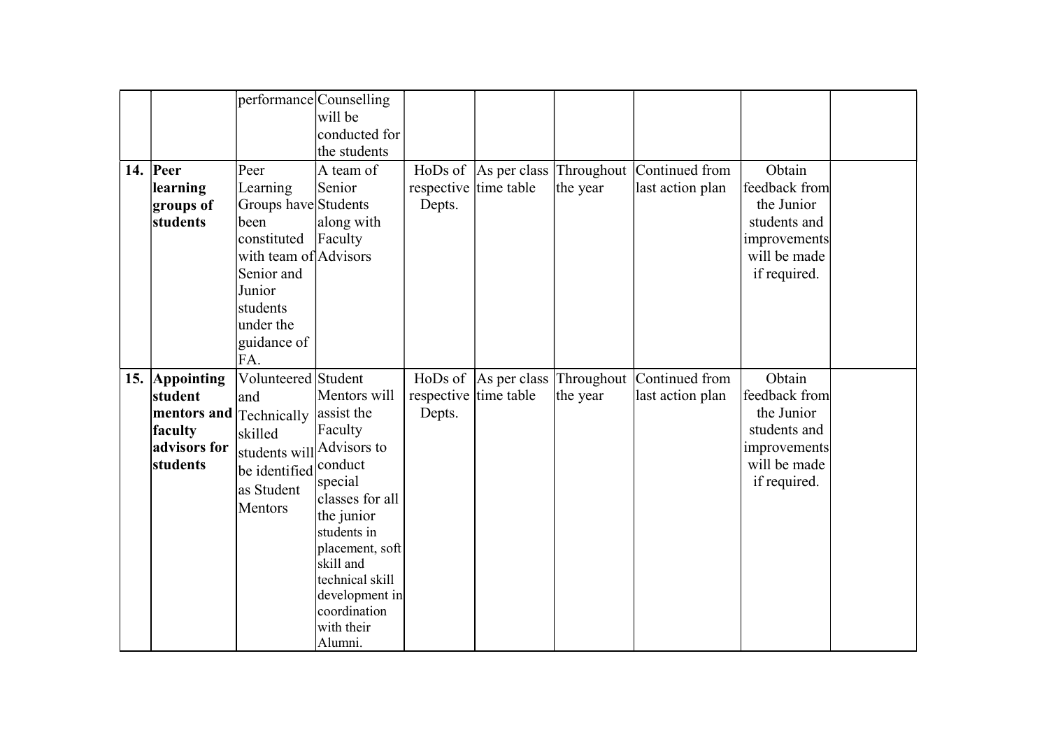| | | | | | | | | | |
|---|---|---|---|---|---|---|---|---|---|
| | | performance | Counselling will be conducted for the students | | | | | | |
| 14. | **Peer learning groups of students** | Peer Learning Groups have been constituted with team of Senior and Junior students under the guidance of FA. | A team of Senior Students along with Faculty Advisors | HoDs of respective Depts. | As per class time table | Throughout the year | Continued from last action plan | Obtain feedback from the Junior students and improvements will be made if required. | |
| 15. | **Appointing student mentors and faculty advisors for students** | Volunteered and Technically skilled students will be identified as Student Mentors | Student Mentors will assist the Faculty Advisors to conduct special classes for all the junior students in placement, soft skill and technical skill development in coordination with their Alumni. | HoDs of respective Depts. | As per class time table | Throughout the year | Continued from last action plan | Obtain feedback from the Junior students and improvements will be made if required. | |